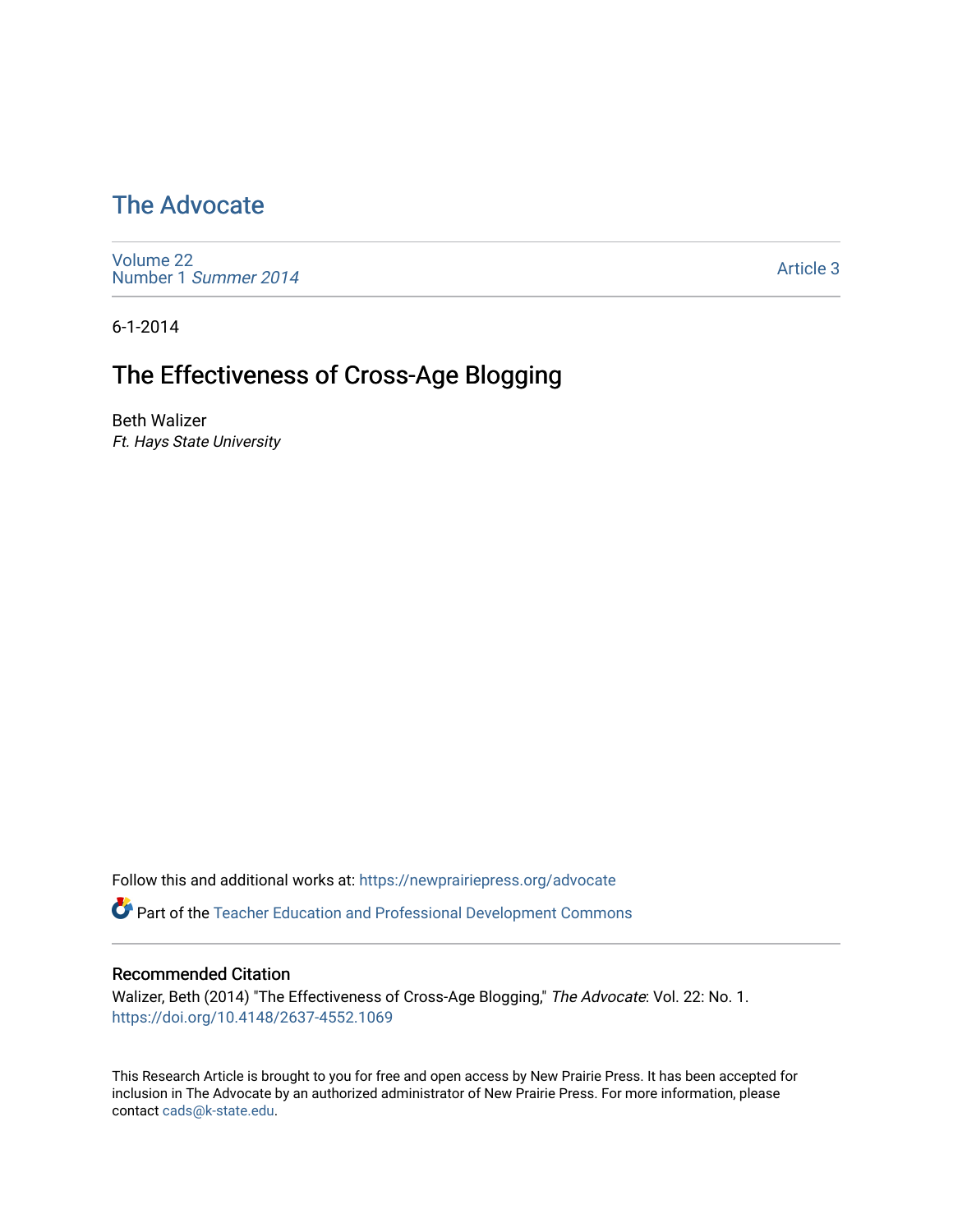# The Advocate

Volume 22
Number 1 *Summer 2014*

Article 3

6-1-2014

## The Effectiveness of Cross-Age Blogging

Beth Walizer
*Ft. Hays State University*

Follow this and additional works at: https://newprairiepress.org/advocate

Part of the Teacher Education and Professional Development Commons

### Recommended Citation

Walizer, Beth (2014) "The Effectiveness of Cross-Age Blogging," *The Advocate*: Vol. 22: No. 1. https://doi.org/10.4148/2637-4552.1069

This Research Article is brought to you for free and open access by New Prairie Press. It has been accepted for inclusion in The Advocate by an authorized administrator of New Prairie Press. For more information, please contact cads@k-state.edu.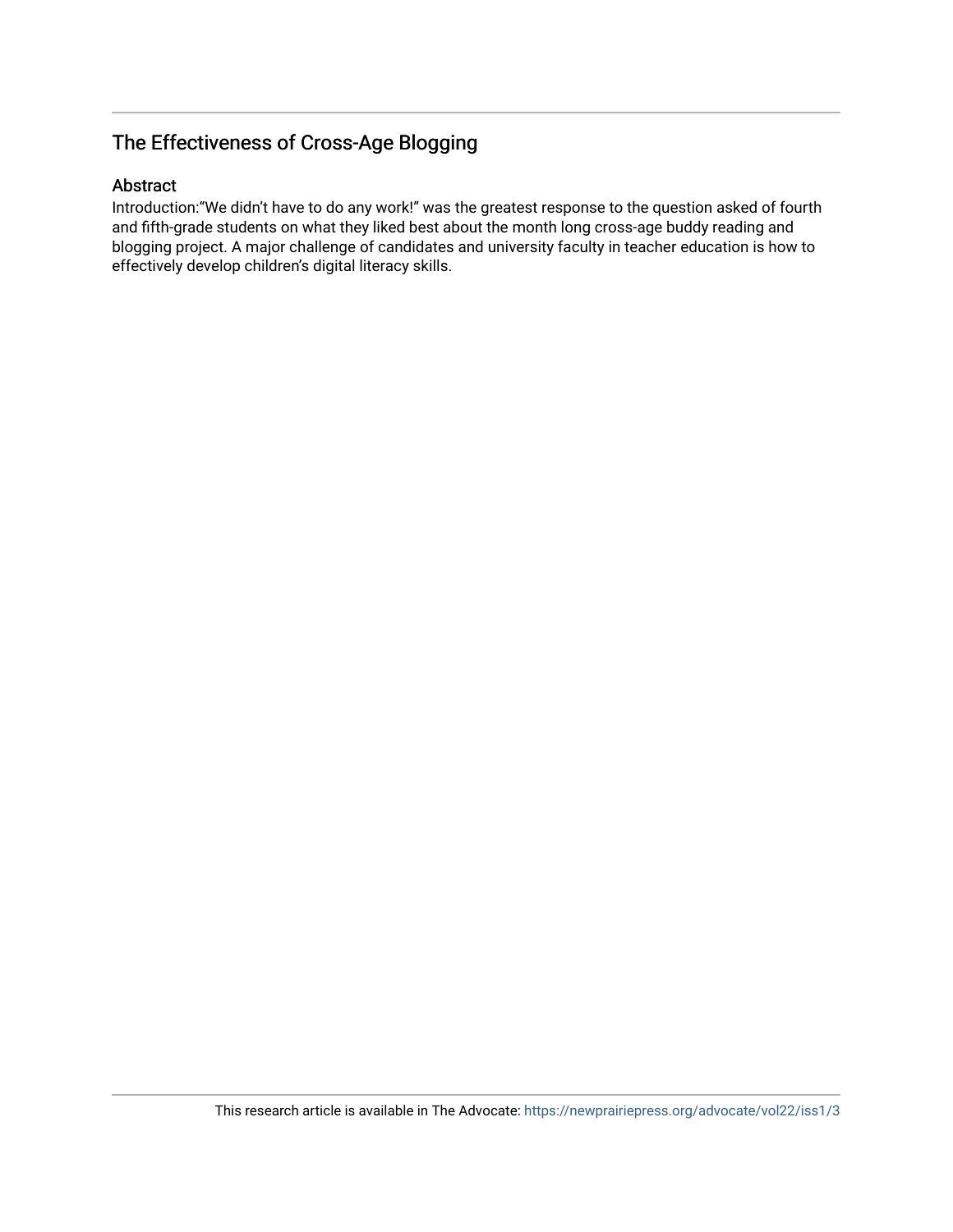## The Effectiveness of Cross-Age Blogging

### Abstract

Introduction:"We didn't have to do any work!" was the greatest response to the question asked of fourth and fifth-grade students on what they liked best about the month long cross-age buddy reading and blogging project. A major challenge of candidates and university faculty in teacher education is how to effectively develop children's digital literacy skills.

This research article is available in The Advocate: https://newprairiepress.org/advocate/vol22/iss1/3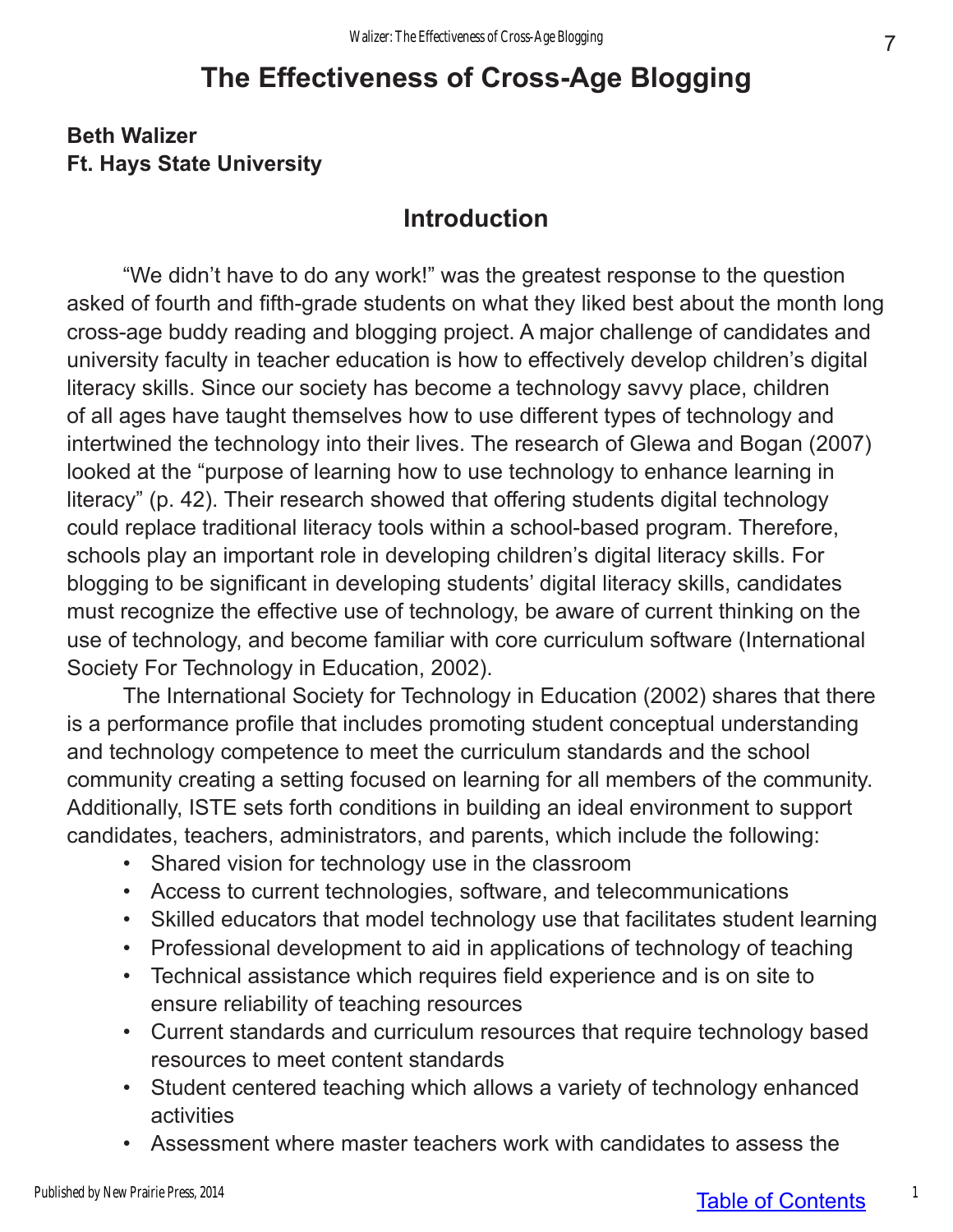# The Effectiveness of Cross-Age Blogging

**Beth Walizer**
**Ft. Hays State University**

## Introduction

"We didn't have to do any work!" was the greatest response to the question asked of fourth and fifth-grade students on what they liked best about the month long cross-age buddy reading and blogging project. A major challenge of candidates and university faculty in teacher education is how to effectively develop children's digital literacy skills. Since our society has become a technology savvy place, children of all ages have taught themselves how to use different types of technology and intertwined the technology into their lives. The research of Glewa and Bogan (2007) looked at the "purpose of learning how to use technology to enhance learning in literacy" (p. 42). Their research showed that offering students digital technology could replace traditional literacy tools within a school-based program. Therefore, schools play an important role in developing children's digital literacy skills. For blogging to be significant in developing students' digital literacy skills, candidates must recognize the effective use of technology, be aware of current thinking on the use of technology, and become familiar with core curriculum software (International Society For Technology in Education, 2002).

The International Society for Technology in Education (2002) shares that there is a performance profile that includes promoting student conceptual understanding and technology competence to meet the curriculum standards and the school community creating a setting focused on learning for all members of the community. Additionally, ISTE sets forth conditions in building an ideal environment to support candidates, teachers, administrators, and parents, which include the following:

- Shared vision for technology use in the classroom
- Access to current technologies, software, and telecommunications
- Skilled educators that model technology use that facilitates student learning
- Professional development to aid in applications of technology of teaching
- Technical assistance which requires field experience and is on site to ensure reliability of teaching resources
- Current standards and curriculum resources that require technology based resources to meet content standards
- Student centered teaching which allows a variety of technology enhanced activities
- Assessment where master teachers work with candidates to assess the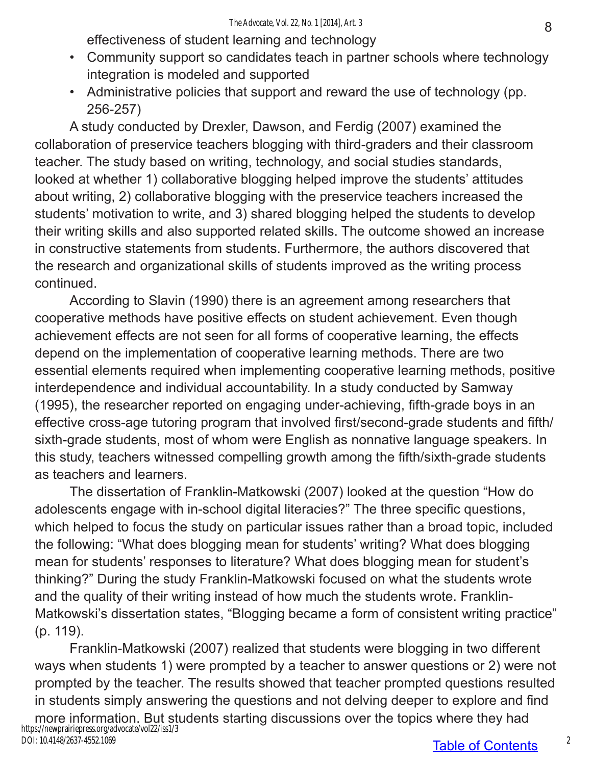effectiveness of student learning and technology

- Community support so candidates teach in partner schools where technology integration is modeled and supported
- Administrative policies that support and reward the use of technology (pp. 256-257)

A study conducted by Drexler, Dawson, and Ferdig (2007) examined the collaboration of preservice teachers blogging with third-graders and their classroom teacher. The study based on writing, technology, and social studies standards, looked at whether 1) collaborative blogging helped improve the students' attitudes about writing, 2) collaborative blogging with the preservice teachers increased the students' motivation to write, and 3) shared blogging helped the students to develop their writing skills and also supported related skills. The outcome showed an increase in constructive statements from students. Furthermore, the authors discovered that the research and organizational skills of students improved as the writing process continued.

According to Slavin (1990) there is an agreement among researchers that cooperative methods have positive effects on student achievement. Even though achievement effects are not seen for all forms of cooperative learning, the effects depend on the implementation of cooperative learning methods. There are two essential elements required when implementing cooperative learning methods, positive interdependence and individual accountability. In a study conducted by Samway (1995), the researcher reported on engaging under-achieving, fifth-grade boys in an effective cross-age tutoring program that involved first/second-grade students and fifth/sixth-grade students, most of whom were English as nonnative language speakers. In this study, teachers witnessed compelling growth among the fifth/sixth-grade students as teachers and learners.

The dissertation of Franklin-Matkowski (2007) looked at the question "How do adolescents engage with in-school digital literacies?" The three specific questions, which helped to focus the study on particular issues rather than a broad topic, included the following: "What does blogging mean for students' writing? What does blogging mean for students' responses to literature? What does blogging mean for student's thinking?" During the study Franklin-Matkowski focused on what the students wrote and the quality of their writing instead of how much the students wrote. Franklin-Matkowski's dissertation states, "Blogging became a form of consistent writing practice" (p. 119).

Franklin-Matkowski (2007) realized that students were blogging in two different ways when students 1) were prompted by a teacher to answer questions or 2) were not prompted by the teacher. The results showed that teacher prompted questions resulted in students simply answering the questions and not delving deeper to explore and find more information. But students starting discussions over the topics where they had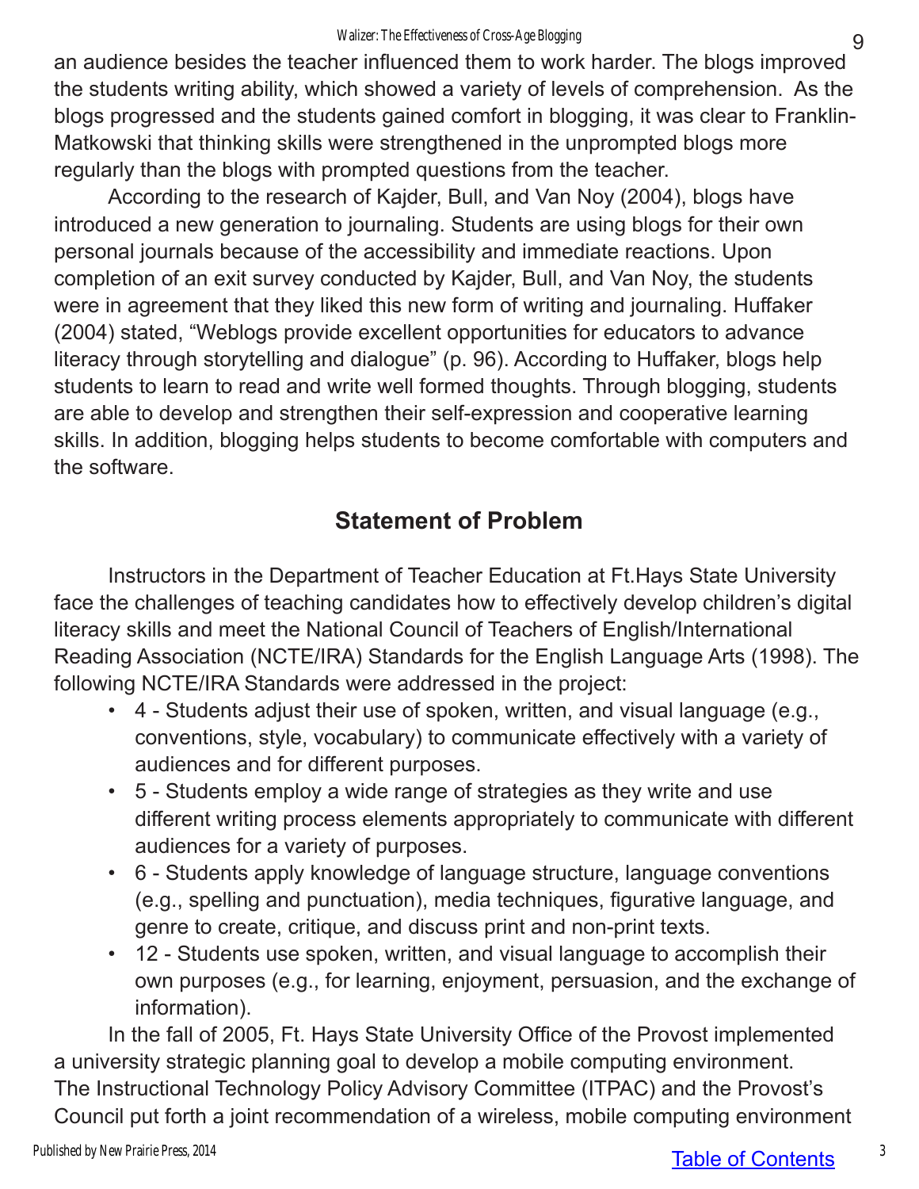an audience besides the teacher influenced them to work harder. The blogs improved the students writing ability, which showed a variety of levels of comprehension. As the blogs progressed and the students gained comfort in blogging, it was clear to Franklin-Matkowski that thinking skills were strengthened in the unprompted blogs more regularly than the blogs with prompted questions from the teacher.

According to the research of Kajder, Bull, and Van Noy (2004), blogs have introduced a new generation to journaling. Students are using blogs for their own personal journals because of the accessibility and immediate reactions. Upon completion of an exit survey conducted by Kajder, Bull, and Van Noy, the students were in agreement that they liked this new form of writing and journaling. Huffaker (2004) stated, "Weblogs provide excellent opportunities for educators to advance literacy through storytelling and dialogue" (p. 96). According to Huffaker, blogs help students to learn to read and write well formed thoughts. Through blogging, students are able to develop and strengthen their self-expression and cooperative learning skills. In addition, blogging helps students to become comfortable with computers and the software.

## Statement of Problem

Instructors in the Department of Teacher Education at Ft.Hays State University face the challenges of teaching candidates how to effectively develop children's digital literacy skills and meet the National Council of Teachers of English/International Reading Association (NCTE/IRA) Standards for the English Language Arts (1998). The following NCTE/IRA Standards were addressed in the project:

- 4 - Students adjust their use of spoken, written, and visual language (e.g., conventions, style, vocabulary) to communicate effectively with a variety of audiences and for different purposes.
- 5 - Students employ a wide range of strategies as they write and use different writing process elements appropriately to communicate with different audiences for a variety of purposes.
- 6 - Students apply knowledge of language structure, language conventions (e.g., spelling and punctuation), media techniques, figurative language, and genre to create, critique, and discuss print and non-print texts.
- 12 - Students use spoken, written, and visual language to accomplish their own purposes (e.g., for learning, enjoyment, persuasion, and the exchange of information).

In the fall of 2005, Ft. Hays State University Office of the Provost implemented a university strategic planning goal to develop a mobile computing environment. The Instructional Technology Policy Advisory Committee (ITPAC) and the Provost's Council put forth a joint recommendation of a wireless, mobile computing environment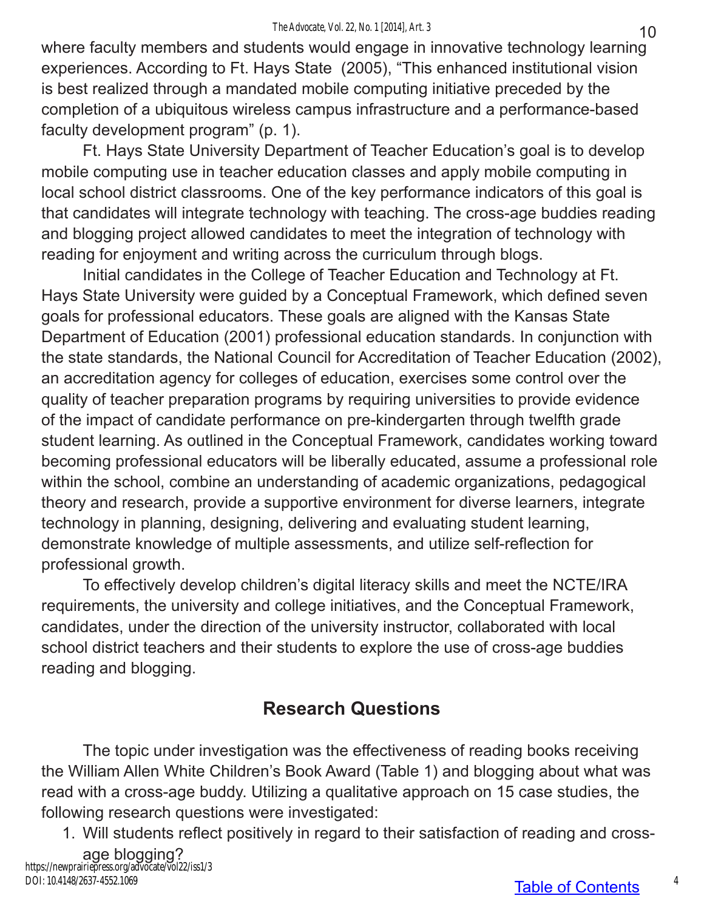where faculty members and students would engage in innovative technology learning experiences. According to Ft. Hays State (2005), "This enhanced institutional vision is best realized through a mandated mobile computing initiative preceded by the completion of a ubiquitous wireless campus infrastructure and a performance-based faculty development program" (p. 1).

Ft. Hays State University Department of Teacher Education's goal is to develop mobile computing use in teacher education classes and apply mobile computing in local school district classrooms. One of the key performance indicators of this goal is that candidates will integrate technology with teaching. The cross-age buddies reading and blogging project allowed candidates to meet the integration of technology with reading for enjoyment and writing across the curriculum through blogs.

Initial candidates in the College of Teacher Education and Technology at Ft. Hays State University were guided by a Conceptual Framework, which defined seven goals for professional educators. These goals are aligned with the Kansas State Department of Education (2001) professional education standards. In conjunction with the state standards, the National Council for Accreditation of Teacher Education (2002), an accreditation agency for colleges of education, exercises some control over the quality of teacher preparation programs by requiring universities to provide evidence of the impact of candidate performance on pre-kindergarten through twelfth grade student learning. As outlined in the Conceptual Framework, candidates working toward becoming professional educators will be liberally educated, assume a professional role within the school, combine an understanding of academic organizations, pedagogical theory and research, provide a supportive environment for diverse learners, integrate technology in planning, designing, delivering and evaluating student learning, demonstrate knowledge of multiple assessments, and utilize self-reflection for professional growth.

To effectively develop children's digital literacy skills and meet the NCTE/IRA requirements, the university and college initiatives, and the Conceptual Framework, candidates, under the direction of the university instructor, collaborated with local school district teachers and their students to explore the use of cross-age buddies reading and blogging.

## Research Questions

The topic under investigation was the effectiveness of reading books receiving the William Allen White Children's Book Award (Table 1) and blogging about what was read with a cross-age buddy. Utilizing a qualitative approach on 15 case studies, the following research questions were investigated:

1. Will students reflect positively in regard to their satisfaction of reading and cross-age blogging?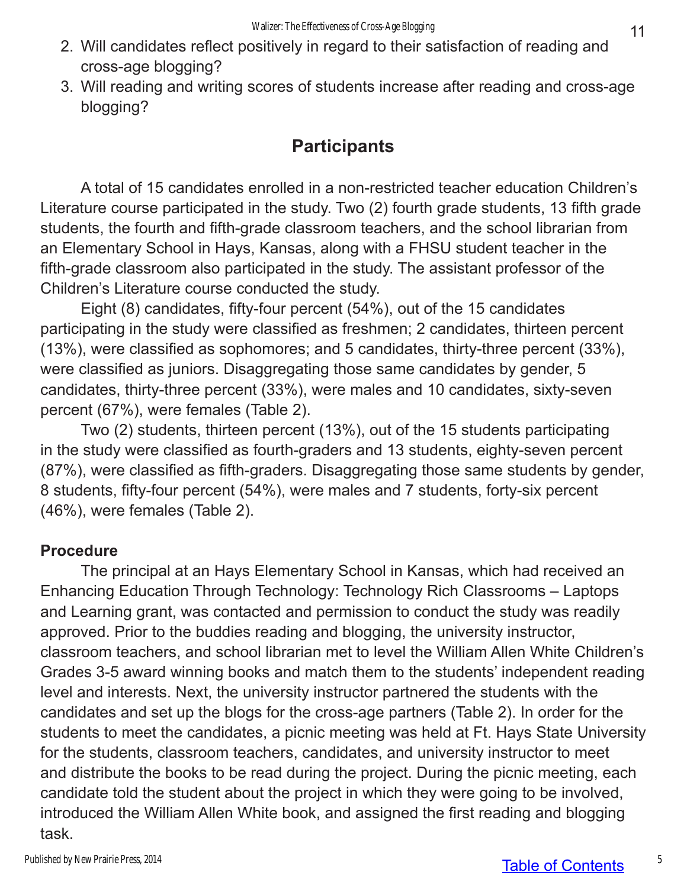2. Will candidates reflect positively in regard to their satisfaction of reading and cross-age blogging?
3. Will reading and writing scores of students increase after reading and cross-age blogging?

## Participants

A total of 15 candidates enrolled in a non-restricted teacher education Children's Literature course participated in the study. Two (2) fourth grade students, 13 fifth grade students, the fourth and fifth-grade classroom teachers, and the school librarian from an Elementary School in Hays, Kansas, along with a FHSU student teacher in the fifth-grade classroom also participated in the study. The assistant professor of the Children's Literature course conducted the study.

Eight (8) candidates, fifty-four percent (54%), out of the 15 candidates participating in the study were classified as freshmen; 2 candidates, thirteen percent (13%), were classified as sophomores; and 5 candidates, thirty-three percent (33%), were classified as juniors. Disaggregating those same candidates by gender, 5 candidates, thirty-three percent (33%), were males and 10 candidates, sixty-seven percent (67%), were females (Table 2).

Two (2) students, thirteen percent (13%), out of the 15 students participating in the study were classified as fourth-graders and 13 students, eighty-seven percent (87%), were classified as fifth-graders. Disaggregating those same students by gender, 8 students, fifty-four percent (54%), were males and 7 students, forty-six percent (46%), were females (Table 2).

### Procedure

The principal at an Hays Elementary School in Kansas, which had received an Enhancing Education Through Technology: Technology Rich Classrooms – Laptops and Learning grant, was contacted and permission to conduct the study was readily approved. Prior to the buddies reading and blogging, the university instructor, classroom teachers, and school librarian met to level the William Allen White Children's Grades 3-5 award winning books and match them to the students' independent reading level and interests. Next, the university instructor partnered the students with the candidates and set up the blogs for the cross-age partners (Table 2). In order for the students to meet the candidates, a picnic meeting was held at Ft. Hays State University for the students, classroom teachers, candidates, and university instructor to meet and distribute the books to be read during the project. During the picnic meeting, each candidate told the student about the project in which they were going to be involved, introduced the William Allen White book, and assigned the first reading and blogging task.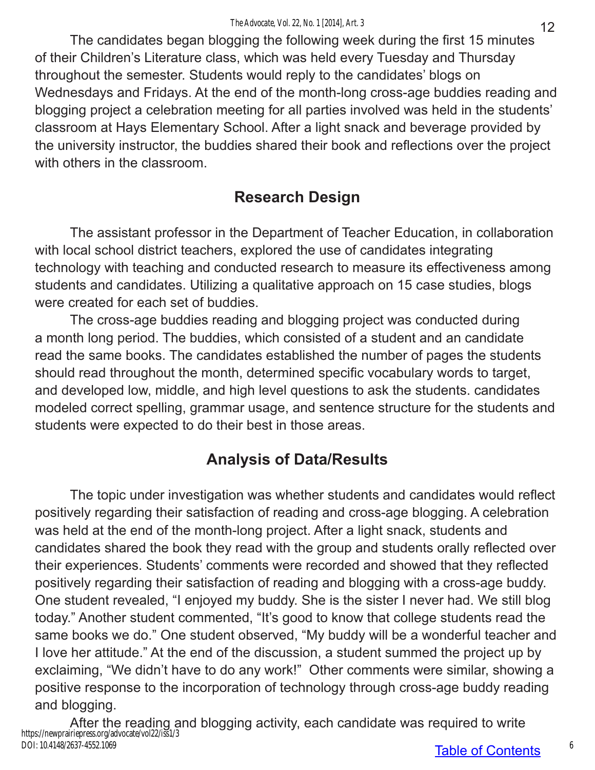The candidates began blogging the following week during the first 15 minutes of their Children's Literature class, which was held every Tuesday and Thursday throughout the semester. Students would reply to the candidates' blogs on Wednesdays and Fridays. At the end of the month-long cross-age buddies reading and blogging project a celebration meeting for all parties involved was held in the students' classroom at Hays Elementary School. After a light snack and beverage provided by the university instructor, the buddies shared their book and reflections over the project with others in the classroom.

## Research Design

The assistant professor in the Department of Teacher Education, in collaboration with local school district teachers, explored the use of candidates integrating technology with teaching and conducted research to measure its effectiveness among students and candidates. Utilizing a qualitative approach on 15 case studies, blogs were created for each set of buddies.

The cross-age buddies reading and blogging project was conducted during a month long period. The buddies, which consisted of a student and an candidate read the same books. The candidates established the number of pages the students should read throughout the month, determined specific vocabulary words to target, and developed low, middle, and high level questions to ask the students. candidates modeled correct spelling, grammar usage, and sentence structure for the students and students were expected to do their best in those areas.

## Analysis of Data/Results

The topic under investigation was whether students and candidates would reflect positively regarding their satisfaction of reading and cross-age blogging. A celebration was held at the end of the month-long project. After a light snack, students and candidates shared the book they read with the group and students orally reflected over their experiences. Students' comments were recorded and showed that they reflected positively regarding their satisfaction of reading and blogging with a cross-age buddy. One student revealed, "I enjoyed my buddy. She is the sister I never had. We still blog today." Another student commented, "It's good to know that college students read the same books we do." One student observed, "My buddy will be a wonderful teacher and I love her attitude." At the end of the discussion, a student summed the project up by exclaiming, "We didn't have to do any work!" Other comments were similar, showing a positive response to the incorporation of technology through cross-age buddy reading and blogging.

After the reading and blogging activity, each candidate was required to write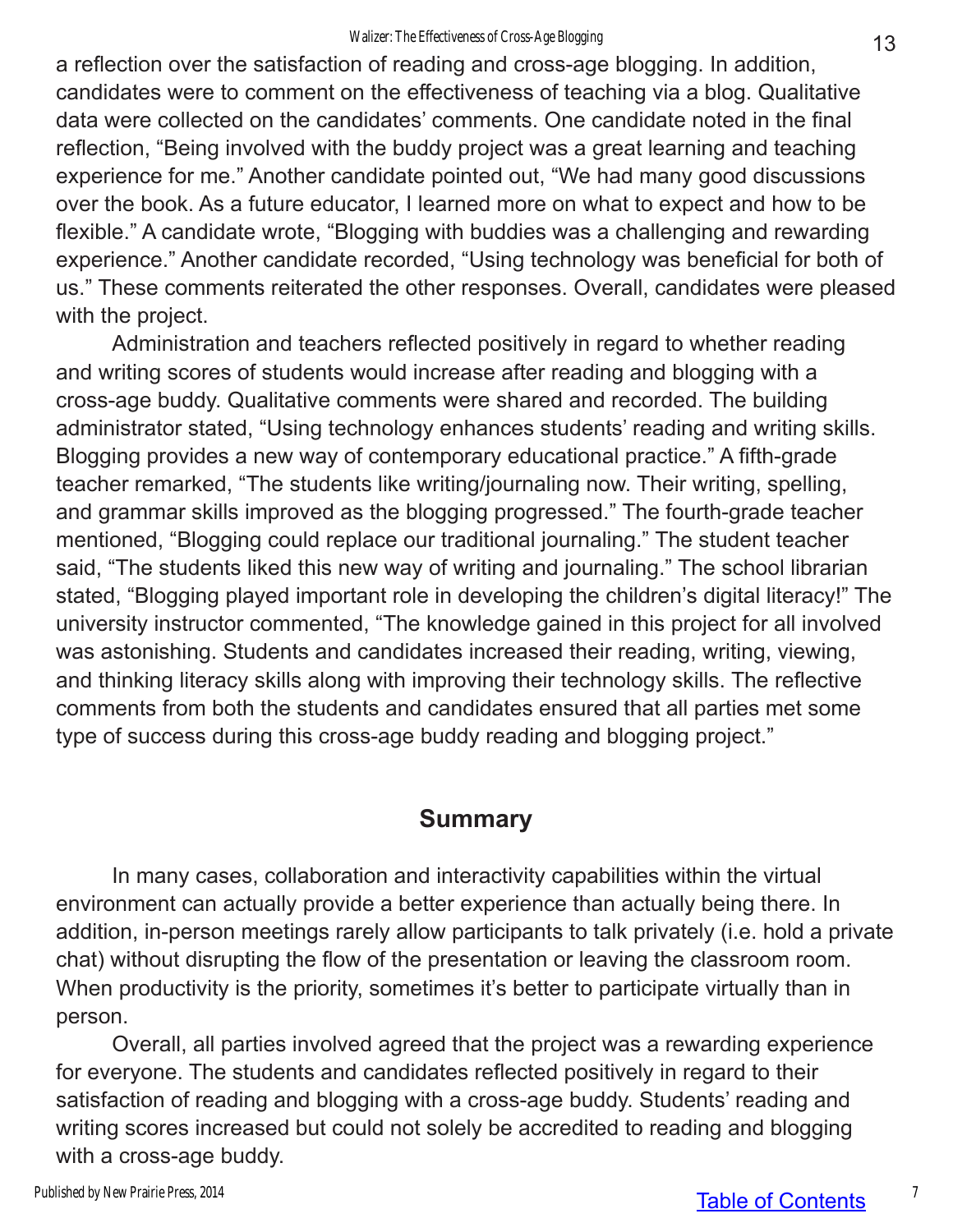a reflection over the satisfaction of reading and cross-age blogging. In addition, candidates were to comment on the effectiveness of teaching via a blog. Qualitative data were collected on the candidates' comments. One candidate noted in the final reflection, "Being involved with the buddy project was a great learning and teaching experience for me." Another candidate pointed out, "We had many good discussions over the book. As a future educator, I learned more on what to expect and how to be flexible." A candidate wrote, "Blogging with buddies was a challenging and rewarding experience." Another candidate recorded, "Using technology was beneficial for both of us." These comments reiterated the other responses. Overall, candidates were pleased with the project.

Administration and teachers reflected positively in regard to whether reading and writing scores of students would increase after reading and blogging with a cross-age buddy. Qualitative comments were shared and recorded. The building administrator stated, "Using technology enhances students' reading and writing skills. Blogging provides a new way of contemporary educational practice." A fifth-grade teacher remarked, "The students like writing/journaling now. Their writing, spelling, and grammar skills improved as the blogging progressed." The fourth-grade teacher mentioned, "Blogging could replace our traditional journaling." The student teacher said, "The students liked this new way of writing and journaling." The school librarian stated, "Blogging played important role in developing the children's digital literacy!" The university instructor commented, "The knowledge gained in this project for all involved was astonishing. Students and candidates increased their reading, writing, viewing, and thinking literacy skills along with improving their technology skills. The reflective comments from both the students and candidates ensured that all parties met some type of success during this cross-age buddy reading and blogging project."

## Summary

In many cases, collaboration and interactivity capabilities within the virtual environment can actually provide a better experience than actually being there. In addition, in-person meetings rarely allow participants to talk privately (i.e. hold a private chat) without disrupting the flow of the presentation or leaving the classroom room. When productivity is the priority, sometimes it's better to participate virtually than in person.

Overall, all parties involved agreed that the project was a rewarding experience for everyone. The students and candidates reflected positively in regard to their satisfaction of reading and blogging with a cross-age buddy. Students' reading and writing scores increased but could not solely be accredited to reading and blogging with a cross-age buddy.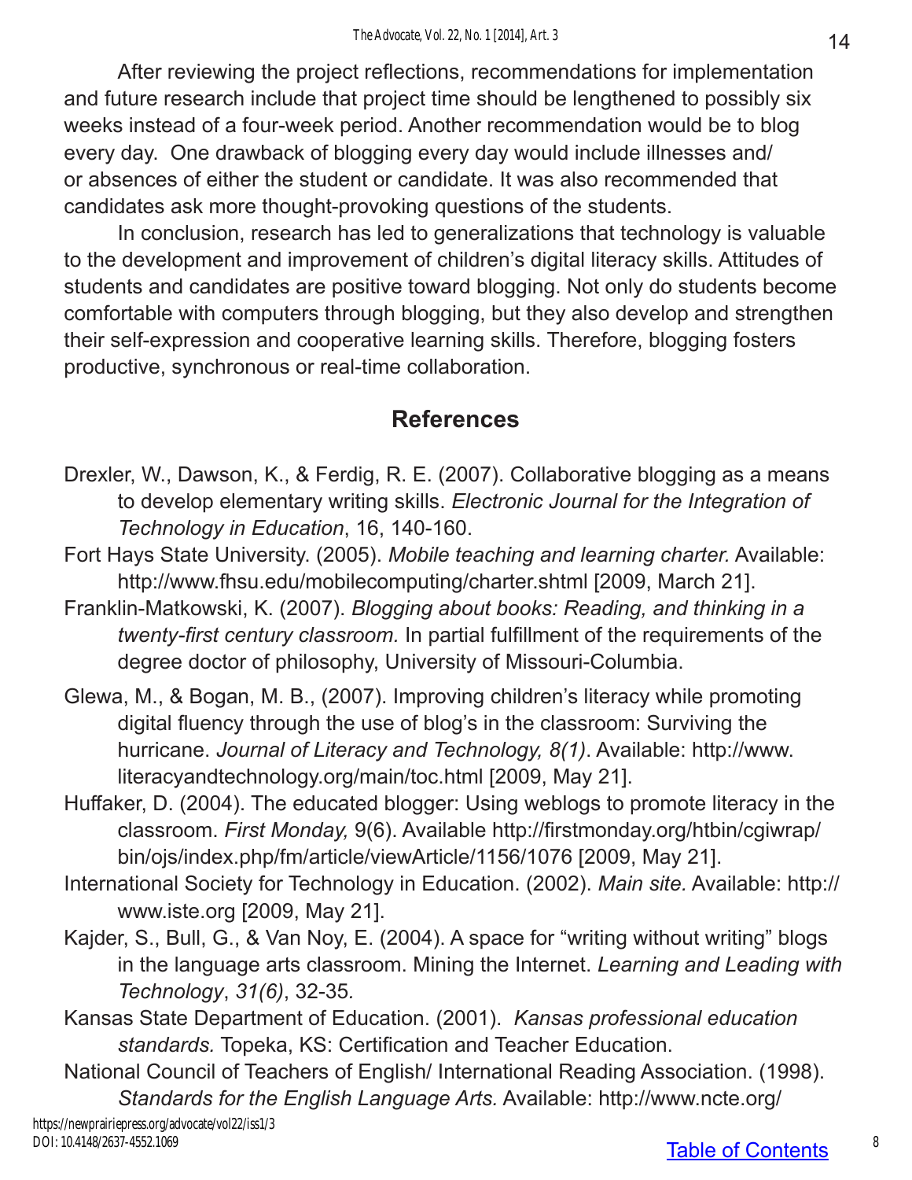After reviewing the project reflections, recommendations for implementation and future research include that project time should be lengthened to possibly six weeks instead of a four-week period. Another recommendation would be to blog every day. One drawback of blogging every day would include illnesses and/or absences of either the student or candidate. It was also recommended that candidates ask more thought-provoking questions of the students.

In conclusion, research has led to generalizations that technology is valuable to the development and improvement of children's digital literacy skills. Attitudes of students and candidates are positive toward blogging. Not only do students become comfortable with computers through blogging, but they also develop and strengthen their self-expression and cooperative learning skills. Therefore, blogging fosters productive, synchronous or real-time collaboration.

## References

Drexler, W., Dawson, K., & Ferdig, R. E. (2007). Collaborative blogging as a means to develop elementary writing skills. *Electronic Journal for the Integration of Technology in Education*, 16, 140-160.

Fort Hays State University. (2005). *Mobile teaching and learning charter.* Available: http://www.fhsu.edu/mobilecomputing/charter.shtml [2009, March 21].

Franklin-Matkowski, K. (2007). *Blogging about books: Reading, and thinking in a twenty-first century classroom.* In partial fulfillment of the requirements of the degree doctor of philosophy, University of Missouri-Columbia.

Glewa, M., & Bogan, M. B., (2007). Improving children's literacy while promoting digital fluency through the use of blog's in the classroom: Surviving the hurricane. *Journal of Literacy and Technology, 8(1)*. Available: http://www.literacyandtechnology.org/main/toc.html [2009, May 21].

Huffaker, D. (2004). The educated blogger: Using weblogs to promote literacy in the classroom. *First Monday,* 9(6). Available http://firstmonday.org/htbin/cgiwrap/bin/ojs/index.php/fm/article/viewArticle/1156/1076 [2009, May 21].

International Society for Technology in Education. (2002). *Main site.* Available: http://www.iste.org [2009, May 21].

Kajder, S., Bull, G., & Van Noy, E. (2004). A space for "writing without writing" blogs in the language arts classroom. Mining the Internet. *Learning and Leading with Technology*, *31(6)*, 32-35.

Kansas State Department of Education. (2001). *Kansas professional education standards.* Topeka, KS: Certification and Teacher Education.

National Council of Teachers of English/ International Reading Association. (1998). *Standards for the English Language Arts.* Available: http://www.ncte.org/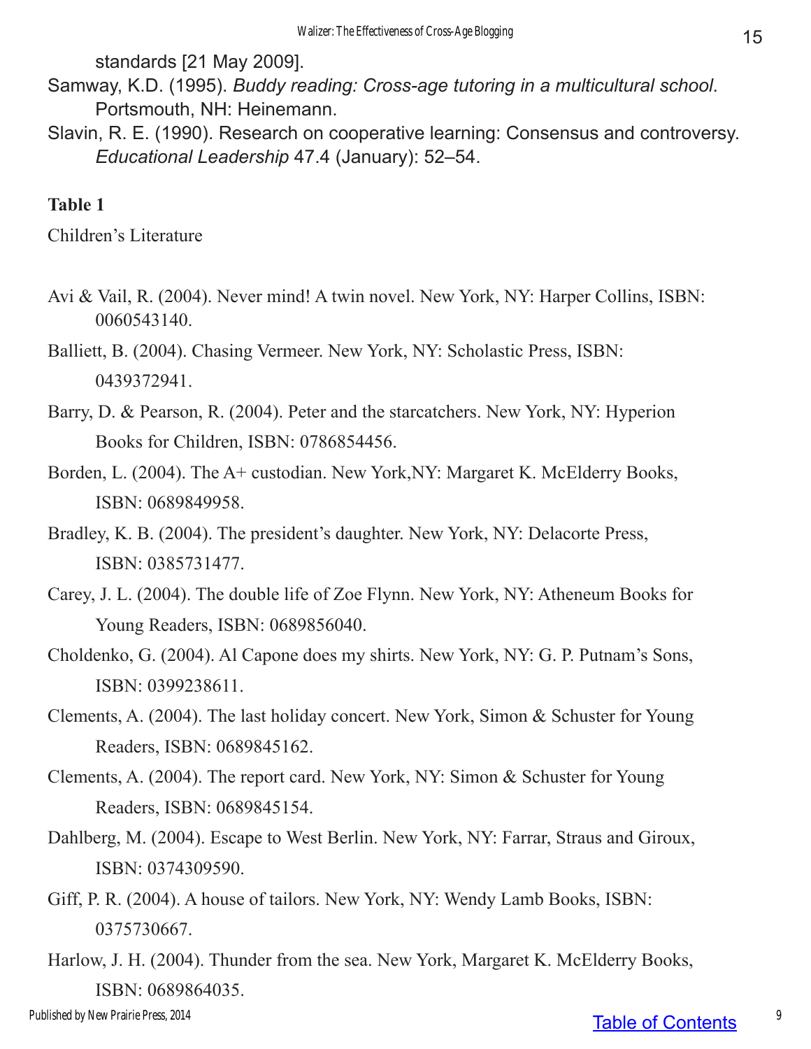standards [21 May 2009].

Samway, K.D. (1995). *Buddy reading: Cross-age tutoring in a multicultural school*. Portsmouth, NH: Heinemann.

Slavin, R. E. (1990). Research on cooperative learning: Consensus and controversy. *Educational Leadership* 47.4 (January): 52–54.

**Table 1**

Children's Literature

Avi & Vail, R. (2004). Never mind! A twin novel. New York, NY: Harper Collins, ISBN: 0060543140.

Balliett, B. (2004). Chasing Vermeer. New York, NY: Scholastic Press, ISBN: 0439372941.

Barry, D. & Pearson, R. (2004). Peter and the starcatchers. New York, NY: Hyperion Books for Children, ISBN: 0786854456.

Borden, L. (2004). The A+ custodian. New York,NY: Margaret K. McElderry Books, ISBN: 0689849958.

Bradley, K. B. (2004). The president's daughter. New York, NY: Delacorte Press, ISBN: 0385731477.

Carey, J. L. (2004). The double life of Zoe Flynn. New York, NY: Atheneum Books for Young Readers, ISBN: 0689856040.

Choldenko, G. (2004). Al Capone does my shirts. New York, NY: G. P. Putnam's Sons, ISBN: 0399238611.

Clements, A. (2004). The last holiday concert. New York, Simon & Schuster for Young Readers, ISBN: 0689845162.

Clements, A. (2004). The report card. New York, NY: Simon & Schuster for Young Readers, ISBN: 0689845154.

Dahlberg, M. (2004). Escape to West Berlin. New York, NY: Farrar, Straus and Giroux, ISBN: 0374309590.

Giff, P. R. (2004). A house of tailors. New York, NY: Wendy Lamb Books, ISBN: 0375730667.

Harlow, J. H. (2004). Thunder from the sea. New York, Margaret K. McElderry Books, ISBN: 0689864035.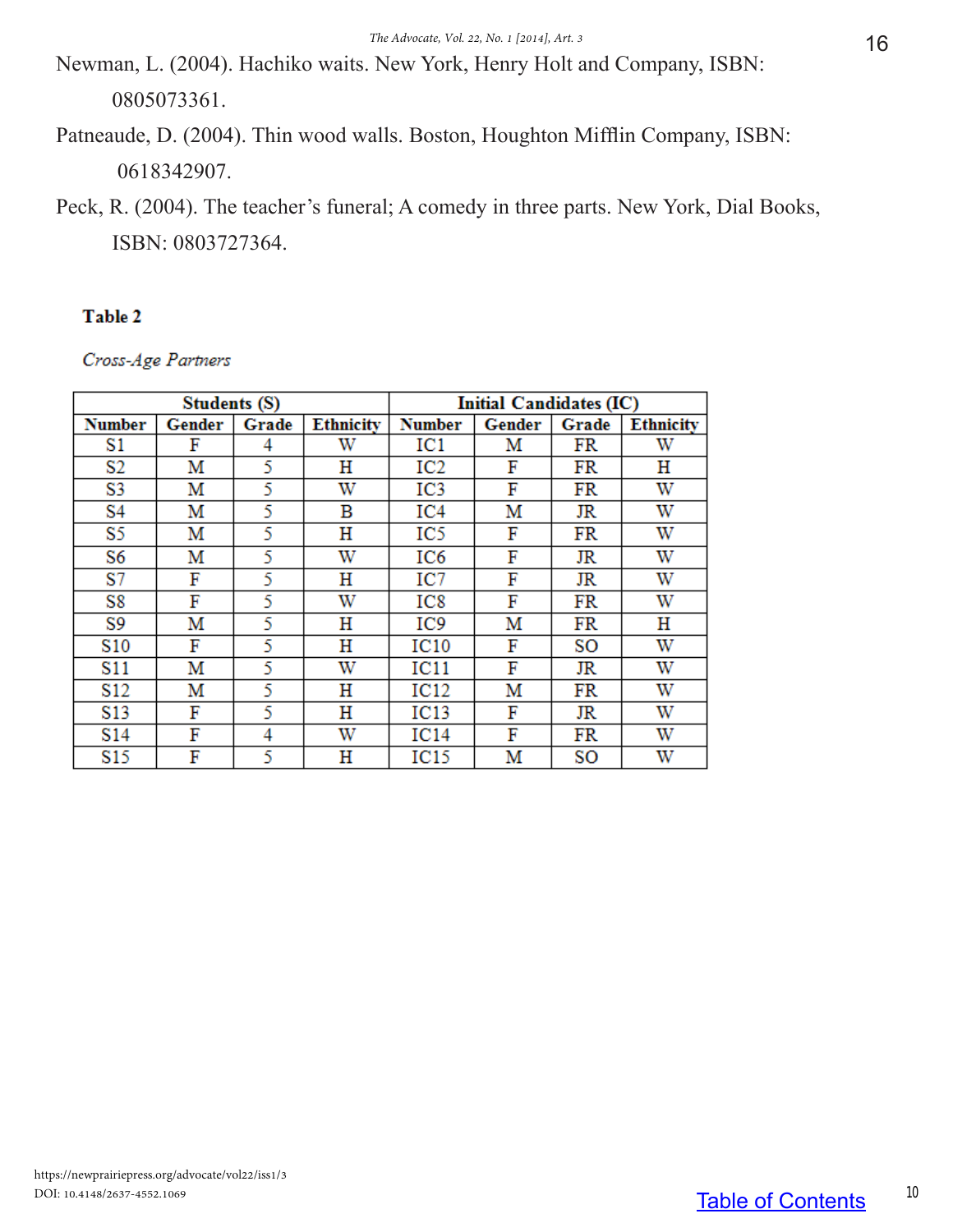Newman, L. (2004). Hachiko waits. New York, Henry Holt and Company, ISBN: 0805073361.

Patneaude, D. (2004). Thin wood walls. Boston, Houghton Mifflin Company, ISBN: 0618342907.

Peck, R. (2004). The teacher's funeral; A comedy in three parts. New York, Dial Books, ISBN: 0803727364.

**Table 2**

*Cross-Age Partners*

| Students (S) | | | | Initial Candidates (IC) | | | |
|---|---|---|---|---|---|---|---|
| Number | Gender | Grade | Ethnicity | Number | Gender | Grade | Ethnicity |
| S1 | F | 4 | W | IC1 | M | FR | W |
| S2 | M | 5 | H | IC2 | F | FR | H |
| S3 | M | 5 | W | IC3 | F | FR | W |
| S4 | M | 5 | B | IC4 | M | JR | W |
| S5 | M | 5 | H | IC5 | F | FR | W |
| S6 | M | 5 | W | IC6 | F | JR | W |
| S7 | F | 5 | H | IC7 | F | JR | W |
| S8 | F | 5 | W | IC8 | F | FR | W |
| S9 | M | 5 | H | IC9 | M | FR | H |
| S10 | F | 5 | H | IC10 | F | SO | W |
| S11 | M | 5 | W | IC11 | F | JR | W |
| S12 | M | 5 | H | IC12 | M | FR | W |
| S13 | F | 5 | H | IC13 | F | JR | W |
| S14 | F | 4 | W | IC14 | F | FR | W |
| S15 | F | 5 | H | IC15 | M | SO | W |